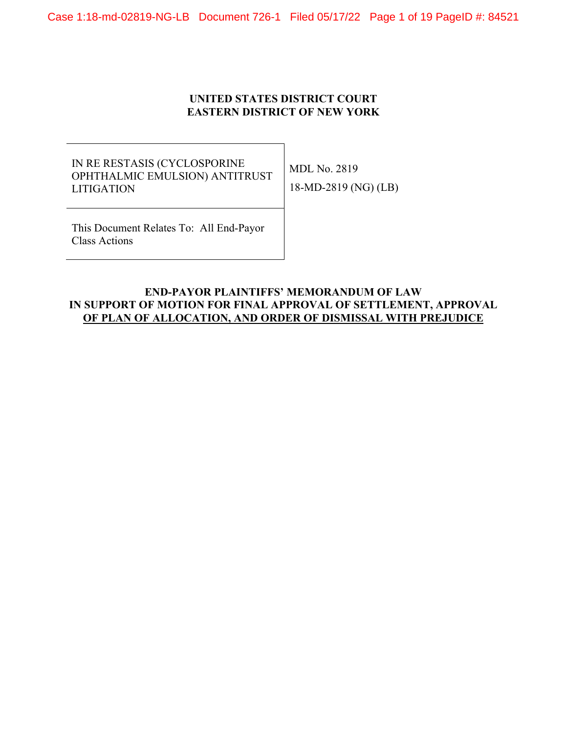**UNITED STATES DISTRICT COURT**
**EASTERN DISTRICT OF NEW YORK**

| | |
|---|---|
| IN RE RESTASIS (CYCLOSPORINE OPHTHALMIC EMULSION) ANTITRUST LITIGATION | MDL No. 2819<br>18-MD-2819 (NG) (LB) |
| This Document Relates To: All End-Payor Class Actions | |

**END-PAYOR PLAINTIFFS' MEMORANDUM OF LAW IN SUPPORT OF MOTION FOR FINAL APPROVAL OF SETTLEMENT, APPROVAL OF PLAN OF ALLOCATION, AND ORDER OF DISMISSAL WITH PREJUDICE**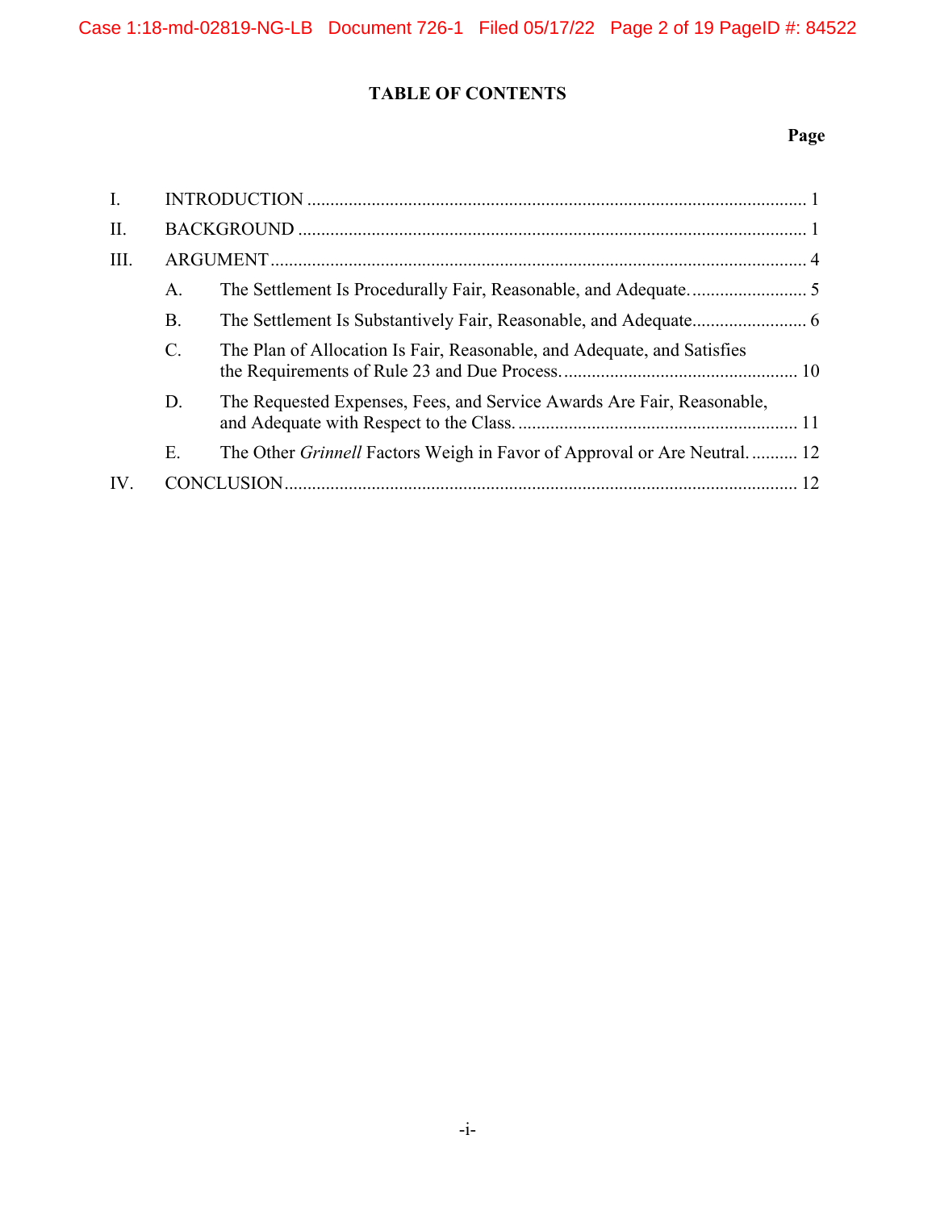# TABLE OF CONTENTS

| | | Page |
|---|---|---|
| I. | INTRODUCTION | 1 |
| II. | BACKGROUND | 1 |
| III. | ARGUMENT | 4 |
| | A. The Settlement Is Procedurally Fair, Reasonable, and Adequate. | 5 |
| | B. The Settlement Is Substantively Fair, Reasonable, and Adequate | 6 |
| | C. The Plan of Allocation Is Fair, Reasonable, and Adequate, and Satisfies the Requirements of Rule 23 and Due Process. | 10 |
| | D. The Requested Expenses, Fees, and Service Awards Are Fair, Reasonable, and Adequate with Respect to the Class. | 11 |
| | E. The Other *Grinnell* Factors Weigh in Favor of Approval or Are Neutral. | 12 |
| IV. | CONCLUSION | 12 |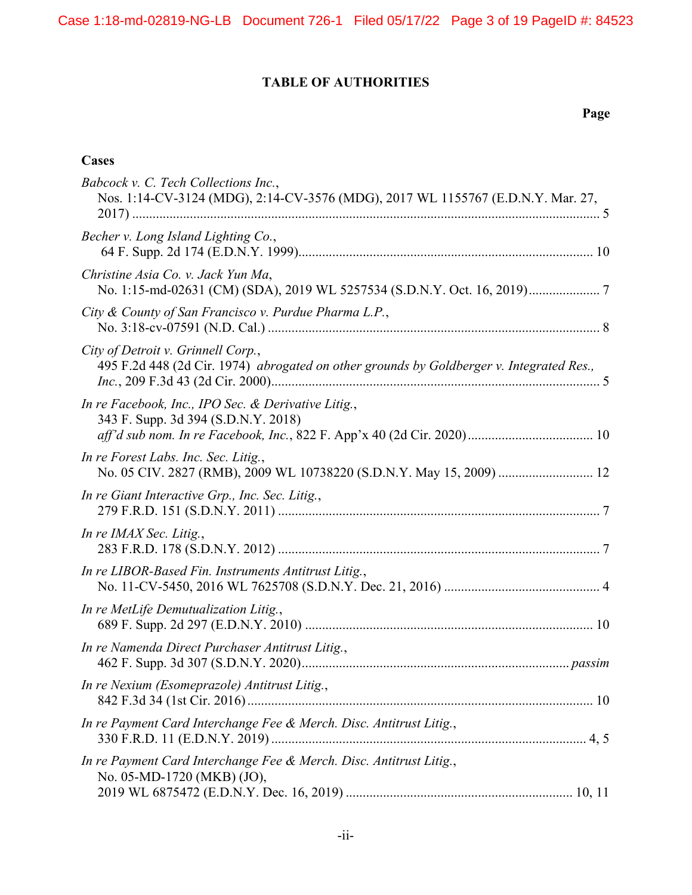# TABLE OF AUTHORITIES

**Page**

## Cases

*Babcock v. C. Tech Collections Inc.*,
Nos. 1:14-CV-3124 (MDG), 2:14-CV-3576 (MDG), 2017 WL 1155767 (E.D.N.Y. Mar. 27, 2017) ........ 5

*Becher v. Long Island Lighting Co.*,
64 F. Supp. 2d 174 (E.D.N.Y. 1999)........ 10

*Christine Asia Co. v. Jack Yun Ma*,
No. 1:15-md-02631 (CM) (SDA), 2019 WL 5257534 (S.D.N.Y. Oct. 16, 2019)........ 7

*City & County of San Francisco v. Purdue Pharma L.P.*,
No. 3:18-cv-07591 (N.D. Cal.) ........ 8

*City of Detroit v. Grinnell Corp.*,
495 F.2d 448 (2d Cir. 1974) *abrogated on other grounds by Goldberger v. Integrated Res., Inc.*, 209 F.3d 43 (2d Cir. 2000)........ 5

*In re Facebook, Inc., IPO Sec. & Derivative Litig.*,
343 F. Supp. 3d 394 (S.D.N.Y. 2018)
*aff'd sub nom. In re Facebook, Inc.*, 822 F. App'x 40 (2d Cir. 2020)........ 10

*In re Forest Labs. Inc. Sec. Litig.*,
No. 05 CIV. 2827 (RMB), 2009 WL 10738220 (S.D.N.Y. May 15, 2009) ........ 12

*In re Giant Interactive Grp., Inc. Sec. Litig.*,
279 F.R.D. 151 (S.D.N.Y. 2011) ........ 7

*In re IMAX Sec. Litig.*,
283 F.R.D. 178 (S.D.N.Y. 2012) ........ 7

*In re LIBOR-Based Fin. Instruments Antitrust Litig.*,
No. 11-CV-5450, 2016 WL 7625708 (S.D.N.Y. Dec. 21, 2016) ........ 4

*In re MetLife Demutualization Litig.*,
689 F. Supp. 2d 297 (E.D.N.Y. 2010) ........ 10

*In re Namenda Direct Purchaser Antitrust Litig.*,
462 F. Supp. 3d 307 (S.D.N.Y. 2020)........ *passim*

*In re Nexium (Esomeprazole) Antitrust Litig.*,
842 F.3d 34 (1st Cir. 2016)........ 10

*In re Payment Card Interchange Fee & Merch. Disc. Antitrust Litig.*,
330 F.R.D. 11 (E.D.N.Y. 2019)........ 4, 5

*In re Payment Card Interchange Fee & Merch. Disc. Antitrust Litig.*,
No. 05-MD-1720 (MKB) (JO),
2019 WL 6875472 (E.D.N.Y. Dec. 16, 2019) ........ 10, 11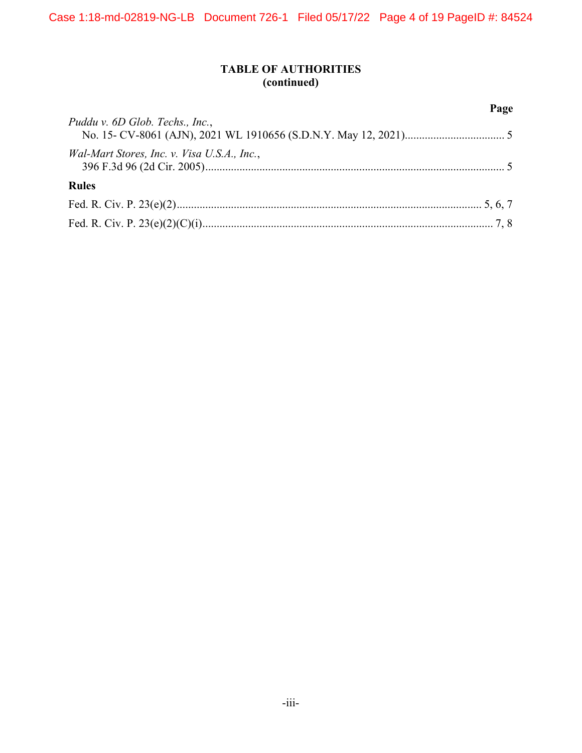**TABLE OF AUTHORITIES**
**(continued)**

**Page**

*Puddu v. 6D Glob. Techs., Inc.*,
No. 15- CV-8061 (AJN), 2021 WL 1910656 (S.D.N.Y. May 12, 2021).................................... 5

*Wal-Mart Stores, Inc. v. Visa U.S.A., Inc.*,
396 F.3d 96 (2d Cir. 2005)......................................................................................................... 5

**Rules**

Fed. R. Civ. P. 23(e)(2).......................................................................................................... 5, 6, 7

Fed. R. Civ. P. 23(e)(2)(C)(i)..................................................................................................... 7, 8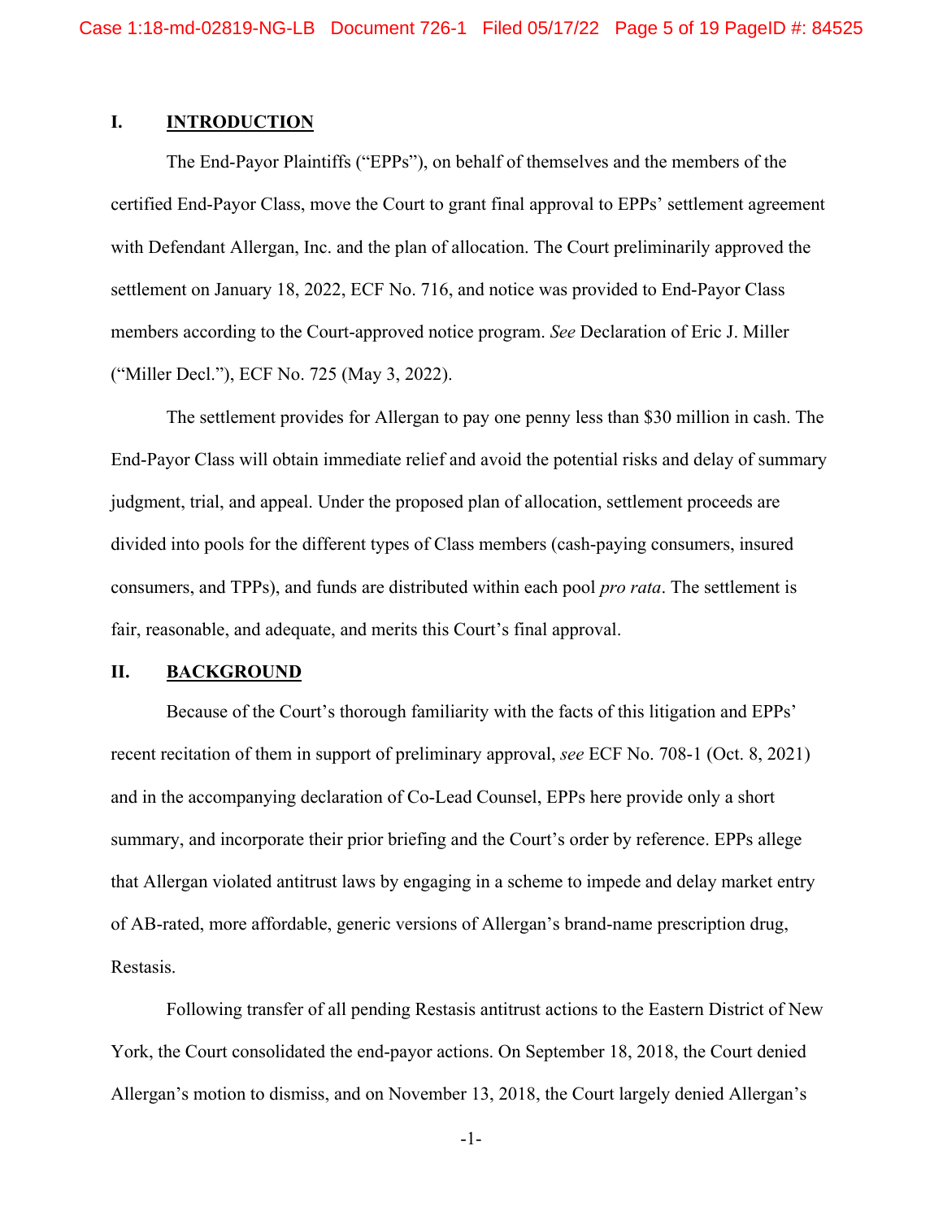## I. INTRODUCTION

The End-Payor Plaintiffs ("EPPs"), on behalf of themselves and the members of the certified End-Payor Class, move the Court to grant final approval to EPPs' settlement agreement with Defendant Allergan, Inc. and the plan of allocation. The Court preliminarily approved the settlement on January 18, 2022, ECF No. 716, and notice was provided to End-Payor Class members according to the Court-approved notice program. *See* Declaration of Eric J. Miller ("Miller Decl."), ECF No. 725 (May 3, 2022).

The settlement provides for Allergan to pay one penny less than $30 million in cash. The End-Payor Class will obtain immediate relief and avoid the potential risks and delay of summary judgment, trial, and appeal. Under the proposed plan of allocation, settlement proceeds are divided into pools for the different types of Class members (cash-paying consumers, insured consumers, and TPPs), and funds are distributed within each pool *pro rata*. The settlement is fair, reasonable, and adequate, and merits this Court's final approval.

## II. BACKGROUND

Because of the Court's thorough familiarity with the facts of this litigation and EPPs' recent recitation of them in support of preliminary approval, *see* ECF No. 708-1 (Oct. 8, 2021) and in the accompanying declaration of Co-Lead Counsel, EPPs here provide only a short summary, and incorporate their prior briefing and the Court's order by reference. EPPs allege that Allergan violated antitrust laws by engaging in a scheme to impede and delay market entry of AB-rated, more affordable, generic versions of Allergan's brand-name prescription drug, Restasis.

Following transfer of all pending Restasis antitrust actions to the Eastern District of New York, the Court consolidated the end-payor actions. On September 18, 2018, the Court denied Allergan's motion to dismiss, and on November 13, 2018, the Court largely denied Allergan's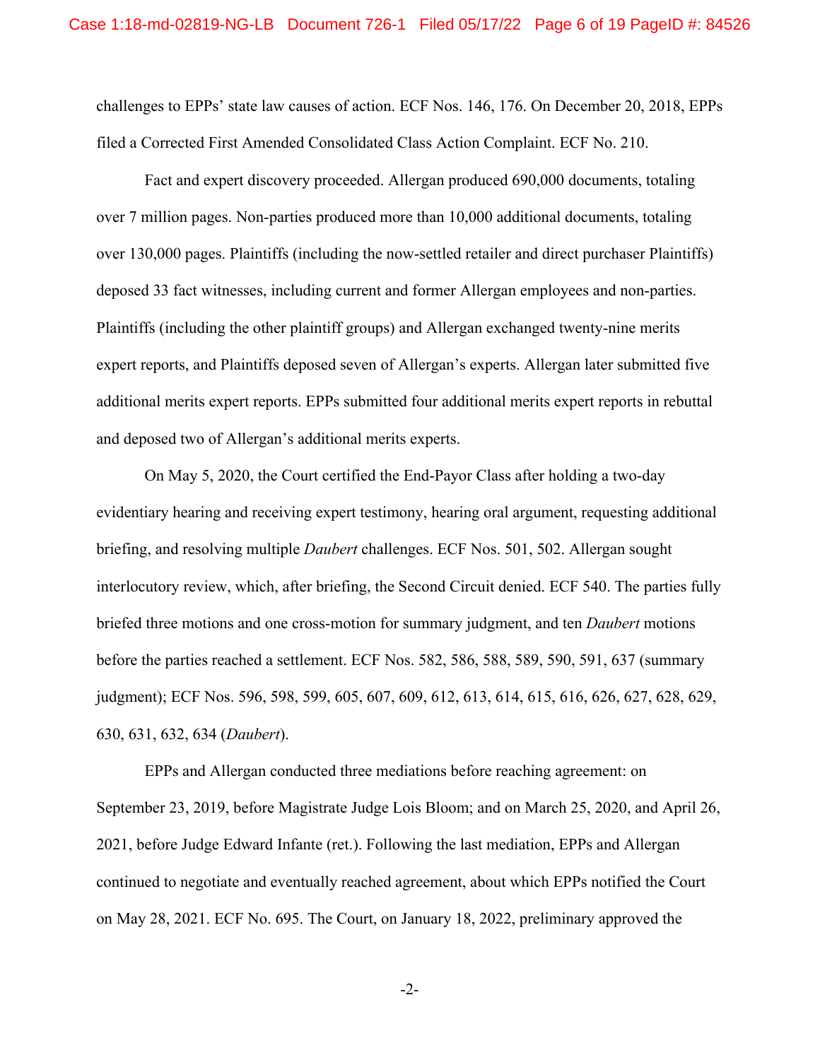challenges to EPPs' state law causes of action. ECF Nos. 146, 176. On December 20, 2018, EPPs filed a Corrected First Amended Consolidated Class Action Complaint. ECF No. 210.

Fact and expert discovery proceeded. Allergan produced 690,000 documents, totaling over 7 million pages. Non-parties produced more than 10,000 additional documents, totaling over 130,000 pages. Plaintiffs (including the now-settled retailer and direct purchaser Plaintiffs) deposed 33 fact witnesses, including current and former Allergan employees and non-parties. Plaintiffs (including the other plaintiff groups) and Allergan exchanged twenty-nine merits expert reports, and Plaintiffs deposed seven of Allergan's experts. Allergan later submitted five additional merits expert reports. EPPs submitted four additional merits expert reports in rebuttal and deposed two of Allergan's additional merits experts.

On May 5, 2020, the Court certified the End-Payor Class after holding a two-day evidentiary hearing and receiving expert testimony, hearing oral argument, requesting additional briefing, and resolving multiple *Daubert* challenges. ECF Nos. 501, 502. Allergan sought interlocutory review, which, after briefing, the Second Circuit denied. ECF 540. The parties fully briefed three motions and one cross-motion for summary judgment, and ten *Daubert* motions before the parties reached a settlement. ECF Nos. 582, 586, 588, 589, 590, 591, 637 (summary judgment); ECF Nos. 596, 598, 599, 605, 607, 609, 612, 613, 614, 615, 616, 626, 627, 628, 629, 630, 631, 632, 634 (*Daubert*).

EPPs and Allergan conducted three mediations before reaching agreement: on September 23, 2019, before Magistrate Judge Lois Bloom; and on March 25, 2020, and April 26, 2021, before Judge Edward Infante (ret.). Following the last mediation, EPPs and Allergan continued to negotiate and eventually reached agreement, about which EPPs notified the Court on May 28, 2021. ECF No. 695. The Court, on January 18, 2022, preliminary approved the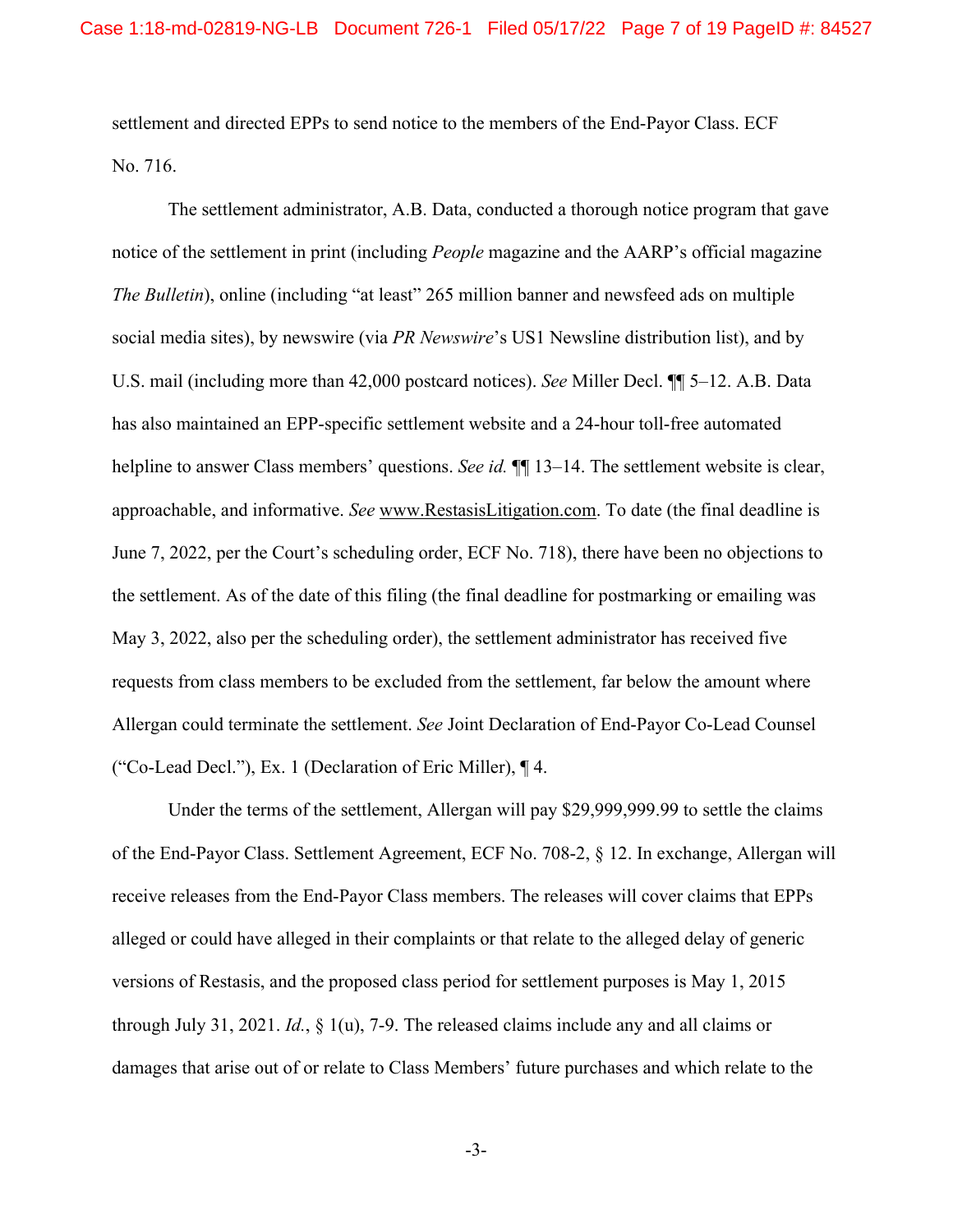settlement and directed EPPs to send notice to the members of the End-Payor Class. ECF No. 716.

The settlement administrator, A.B. Data, conducted a thorough notice program that gave notice of the settlement in print (including *People* magazine and the AARP's official magazine *The Bulletin*), online (including "at least" 265 million banner and newsfeed ads on multiple social media sites), by newswire (via *PR Newswire*'s US1 Newsline distribution list), and by U.S. mail (including more than 42,000 postcard notices). *See* Miller Decl. ¶¶ 5–12. A.B. Data has also maintained an EPP-specific settlement website and a 24-hour toll-free automated helpline to answer Class members' questions. *See id.* ¶¶ 13–14. The settlement website is clear, approachable, and informative. *See* www.RestasisLitigation.com. To date (the final deadline is June 7, 2022, per the Court's scheduling order, ECF No. 718), there have been no objections to the settlement. As of the date of this filing (the final deadline for postmarking or emailing was May 3, 2022, also per the scheduling order), the settlement administrator has received five requests from class members to be excluded from the settlement, far below the amount where Allergan could terminate the settlement. *See* Joint Declaration of End-Payor Co-Lead Counsel ("Co-Lead Decl."), Ex. 1 (Declaration of Eric Miller), ¶ 4.

Under the terms of the settlement, Allergan will pay $29,999,999.99 to settle the claims of the End-Payor Class. Settlement Agreement, ECF No. 708-2, § 12. In exchange, Allergan will receive releases from the End-Payor Class members. The releases will cover claims that EPPs alleged or could have alleged in their complaints or that relate to the alleged delay of generic versions of Restasis, and the proposed class period for settlement purposes is May 1, 2015 through July 31, 2021. *Id.*, § 1(u), 7-9. The released claims include any and all claims or damages that arise out of or relate to Class Members' future purchases and which relate to the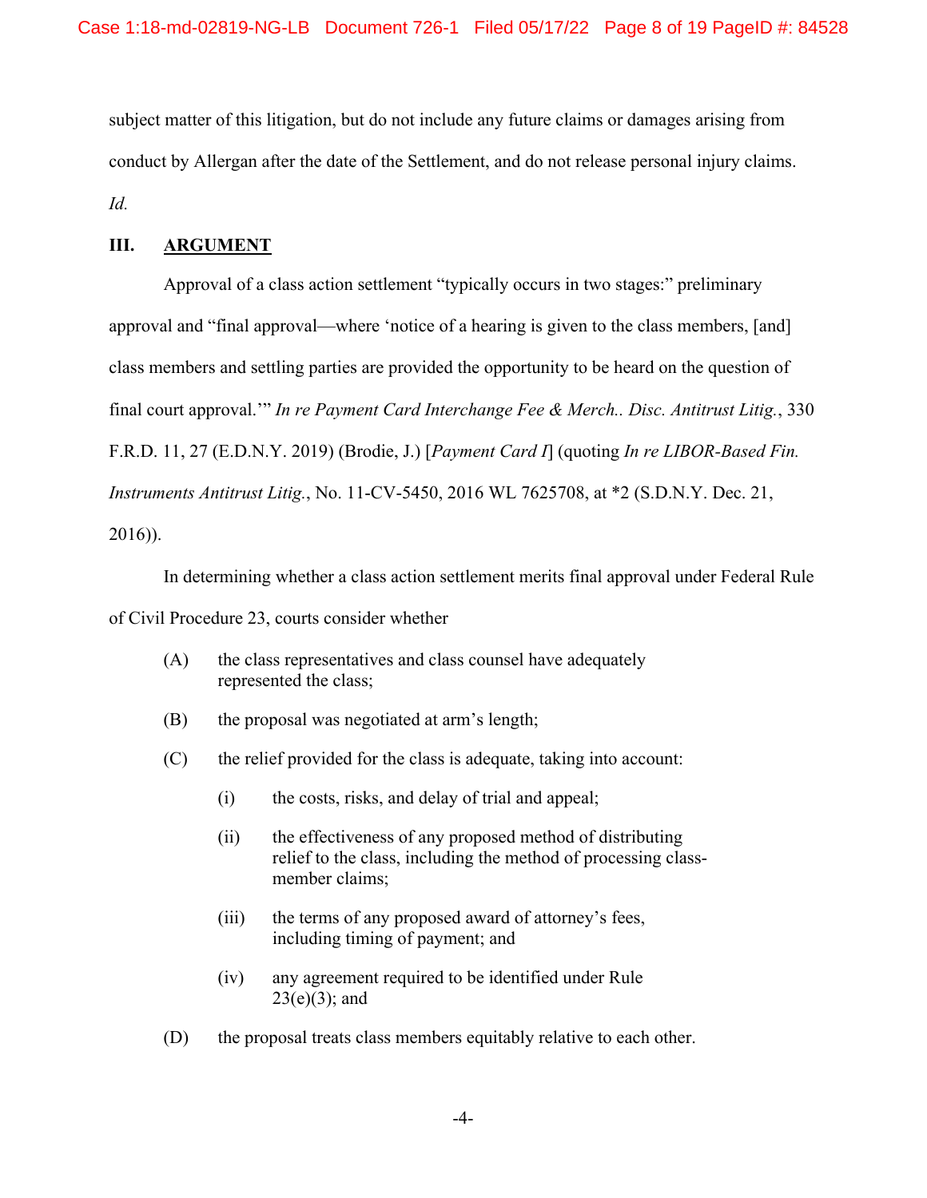subject matter of this litigation, but do not include any future claims or damages arising from conduct by Allergan after the date of the Settlement, and do not release personal injury claims. *Id.*

## III. ARGUMENT

Approval of a class action settlement "typically occurs in two stages:" preliminary approval and "final approval—where 'notice of a hearing is given to the class members, [and] class members and settling parties are provided the opportunity to be heard on the question of final court approval.'" *In re Payment Card Interchange Fee & Merch.. Disc. Antitrust Litig.*, 330 F.R.D. 11, 27 (E.D.N.Y. 2019) (Brodie, J.) [*Payment Card I*] (quoting *In re LIBOR-Based Fin. Instruments Antitrust Litig.*, No. 11-CV-5450, 2016 WL 7625708, at *2 (S.D.N.Y. Dec. 21, 2016)).

In determining whether a class action settlement merits final approval under Federal Rule of Civil Procedure 23, courts consider whether

> (A) the class representatives and class counsel have adequately represented the class;
>
> (B) the proposal was negotiated at arm's length;
>
> (C) the relief provided for the class is adequate, taking into account:
>
> > (i) the costs, risks, and delay of trial and appeal;
> >
> > (ii) the effectiveness of any proposed method of distributing relief to the class, including the method of processing class-member claims;
> >
> > (iii) the terms of any proposed award of attorney's fees, including timing of payment; and
> >
> > (iv) any agreement required to be identified under Rule 23(e)(3); and
>
> (D) the proposal treats class members equitably relative to each other.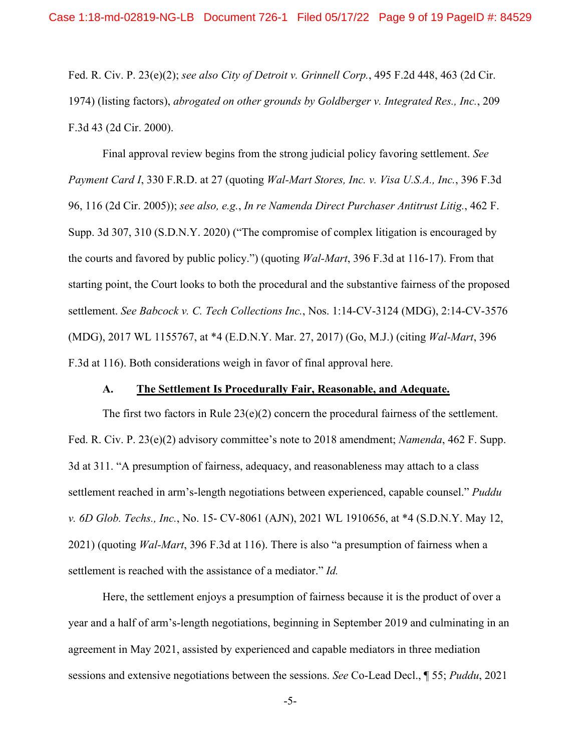Fed. R. Civ. P. 23(e)(2); *see also City of Detroit v. Grinnell Corp.*, 495 F.2d 448, 463 (2d Cir. 1974) (listing factors), *abrogated on other grounds by Goldberger v. Integrated Res., Inc.*, 209 F.3d 43 (2d Cir. 2000).

Final approval review begins from the strong judicial policy favoring settlement. *See Payment Card I*, 330 F.R.D. at 27 (quoting *Wal-Mart Stores, Inc. v. Visa U.S.A., Inc.*, 396 F.3d 96, 116 (2d Cir. 2005)); *see also, e.g.*, *In re Namenda Direct Purchaser Antitrust Litig.*, 462 F. Supp. 3d 307, 310 (S.D.N.Y. 2020) ("The compromise of complex litigation is encouraged by the courts and favored by public policy.") (quoting *Wal-Mart*, 396 F.3d at 116-17). From that starting point, the Court looks to both the procedural and the substantive fairness of the proposed settlement. *See Babcock v. C. Tech Collections Inc.*, Nos. 1:14-CV-3124 (MDG), 2:14-CV-3576 (MDG), 2017 WL 1155767, at *4 (E.D.N.Y. Mar. 27, 2017) (Go, M.J.) (citing *Wal-Mart*, 396 F.3d at 116). Both considerations weigh in favor of final approval here.

### A. The Settlement Is Procedurally Fair, Reasonable, and Adequate.

The first two factors in Rule 23(e)(2) concern the procedural fairness of the settlement. Fed. R. Civ. P. 23(e)(2) advisory committee's note to 2018 amendment; *Namenda*, 462 F. Supp. 3d at 311. "A presumption of fairness, adequacy, and reasonableness may attach to a class settlement reached in arm's-length negotiations between experienced, capable counsel." *Puddu v. 6D Glob. Techs., Inc.*, No. 15- CV-8061 (AJN), 2021 WL 1910656, at *4 (S.D.N.Y. May 12, 2021) (quoting *Wal-Mart*, 396 F.3d at 116). There is also "a presumption of fairness when a settlement is reached with the assistance of a mediator." *Id.*

Here, the settlement enjoys a presumption of fairness because it is the product of over a year and a half of arm's-length negotiations, beginning in September 2019 and culminating in an agreement in May 2021, assisted by experienced and capable mediators in three mediation sessions and extensive negotiations between the sessions. *See* Co-Lead Decl., ¶ 55; *Puddu*, 2021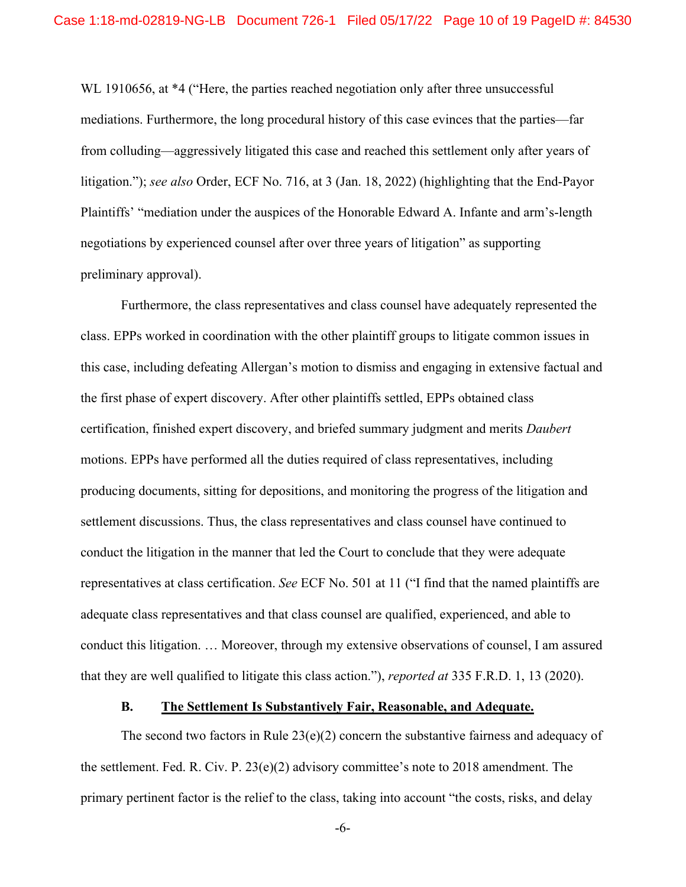WL 1910656, at *4 ("Here, the parties reached negotiation only after three unsuccessful mediations. Furthermore, the long procedural history of this case evinces that the parties—far from colluding—aggressively litigated this case and reached this settlement only after years of litigation."); *see also* Order, ECF No. 716, at 3 (Jan. 18, 2022) (highlighting that the End-Payor Plaintiffs' "mediation under the auspices of the Honorable Edward A. Infante and arm's-length negotiations by experienced counsel after over three years of litigation" as supporting preliminary approval).

Furthermore, the class representatives and class counsel have adequately represented the class. EPPs worked in coordination with the other plaintiff groups to litigate common issues in this case, including defeating Allergan's motion to dismiss and engaging in extensive factual and the first phase of expert discovery. After other plaintiffs settled, EPPs obtained class certification, finished expert discovery, and briefed summary judgment and merits *Daubert* motions. EPPs have performed all the duties required of class representatives, including producing documents, sitting for depositions, and monitoring the progress of the litigation and settlement discussions. Thus, the class representatives and class counsel have continued to conduct the litigation in the manner that led the Court to conclude that they were adequate representatives at class certification. *See* ECF No. 501 at 11 ("I find that the named plaintiffs are adequate class representatives and that class counsel are qualified, experienced, and able to conduct this litigation. … Moreover, through my extensive observations of counsel, I am assured that they are well qualified to litigate this class action."), *reported at* 335 F.R.D. 1, 13 (2020).

### B. The Settlement Is Substantively Fair, Reasonable, and Adequate.

The second two factors in Rule 23(e)(2) concern the substantive fairness and adequacy of the settlement. Fed. R. Civ. P. 23(e)(2) advisory committee's note to 2018 amendment. The primary pertinent factor is the relief to the class, taking into account "the costs, risks, and delay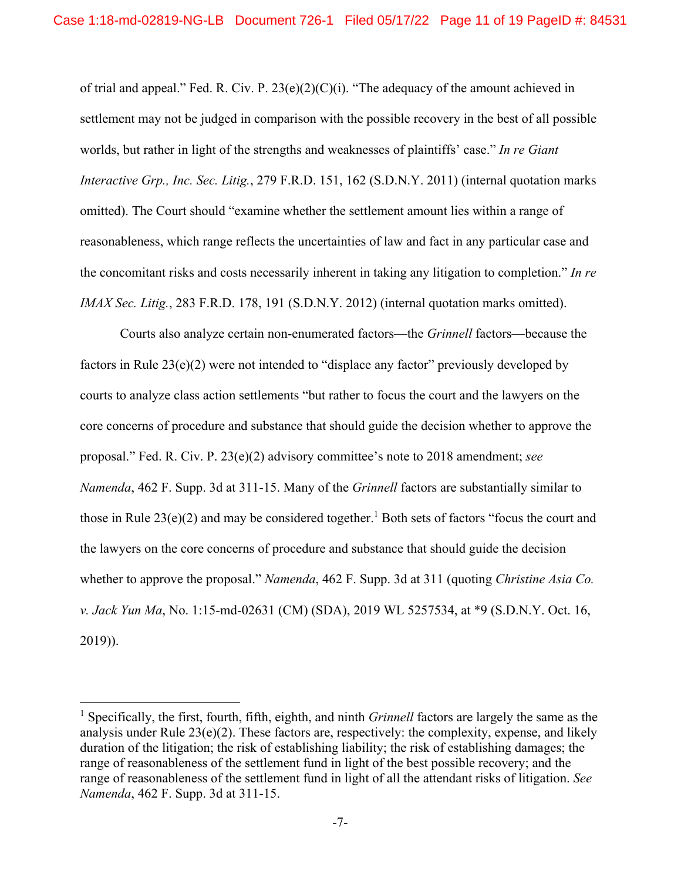of trial and appeal." Fed. R. Civ. P. 23(e)(2)(C)(i). "The adequacy of the amount achieved in settlement may not be judged in comparison with the possible recovery in the best of all possible worlds, but rather in light of the strengths and weaknesses of plaintiffs' case." *In re Giant Interactive Grp., Inc. Sec. Litig.*, 279 F.R.D. 151, 162 (S.D.N.Y. 2011) (internal quotation marks omitted). The Court should "examine whether the settlement amount lies within a range of reasonableness, which range reflects the uncertainties of law and fact in any particular case and the concomitant risks and costs necessarily inherent in taking any litigation to completion." *In re IMAX Sec. Litig.*, 283 F.R.D. 178, 191 (S.D.N.Y. 2012) (internal quotation marks omitted).

Courts also analyze certain non-enumerated factors—the *Grinnell* factors—because the factors in Rule 23(e)(2) were not intended to "displace any factor" previously developed by courts to analyze class action settlements "but rather to focus the court and the lawyers on the core concerns of procedure and substance that should guide the decision whether to approve the proposal." Fed. R. Civ. P. 23(e)(2) advisory committee's note to 2018 amendment; *see Namenda*, 462 F. Supp. 3d at 311-15. Many of the *Grinnell* factors are substantially similar to those in Rule 23(e)(2) and may be considered together.[1] Both sets of factors "focus the court and the lawyers on the core concerns of procedure and substance that should guide the decision whether to approve the proposal." *Namenda*, 462 F. Supp. 3d at 311 (quoting *Christine Asia Co. v. Jack Yun Ma*, No. 1:15-md-02631 (CM) (SDA), 2019 WL 5257534, at \*9 (S.D.N.Y. Oct. 16, 2019)).

---

[1] Specifically, the first, fourth, fifth, eighth, and ninth *Grinnell* factors are largely the same as the analysis under Rule 23(e)(2). These factors are, respectively: the complexity, expense, and likely duration of the litigation; the risk of establishing liability; the risk of establishing damages; the range of reasonableness of the settlement fund in light of the best possible recovery; and the range of reasonableness of the settlement fund in light of all the attendant risks of litigation. *See Namenda*, 462 F. Supp. 3d at 311-15.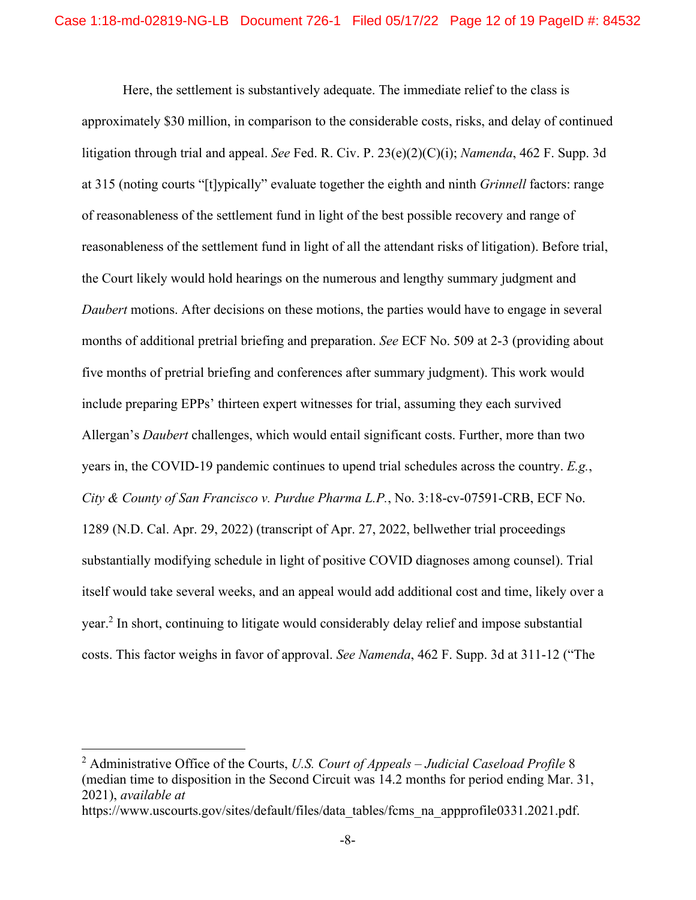Here, the settlement is substantively adequate. The immediate relief to the class is approximately $30 million, in comparison to the considerable costs, risks, and delay of continued litigation through trial and appeal. *See* Fed. R. Civ. P. 23(e)(2)(C)(i); *Namenda*, 462 F. Supp. 3d at 315 (noting courts "[t]ypically" evaluate together the eighth and ninth *Grinnell* factors: range of reasonableness of the settlement fund in light of the best possible recovery and range of reasonableness of the settlement fund in light of all the attendant risks of litigation). Before trial, the Court likely would hold hearings on the numerous and lengthy summary judgment and *Daubert* motions. After decisions on these motions, the parties would have to engage in several months of additional pretrial briefing and preparation. *See* ECF No. 509 at 2-3 (providing about five months of pretrial briefing and conferences after summary judgment). This work would include preparing EPPs' thirteen expert witnesses for trial, assuming they each survived Allergan's *Daubert* challenges, which would entail significant costs. Further, more than two years in, the COVID-19 pandemic continues to upend trial schedules across the country. *E.g.*, *City & County of San Francisco v. Purdue Pharma L.P.*, No. 3:18-cv-07591-CRB, ECF No. 1289 (N.D. Cal. Apr. 29, 2022) (transcript of Apr. 27, 2022, bellwether trial proceedings substantially modifying schedule in light of positive COVID diagnoses among counsel). Trial itself would take several weeks, and an appeal would add additional cost and time, likely over a year.[2] In short, continuing to litigate would considerably delay relief and impose substantial costs. This factor weighs in favor of approval. *See Namenda*, 462 F. Supp. 3d at 311-12 ("The

---

[2] Administrative Office of the Courts, *U.S. Court of Appeals – Judicial Caseload Profile* 8 (median time to disposition in the Second Circuit was 14.2 months for period ending Mar. 31, 2021), *available at* https://www.uscourts.gov/sites/default/files/data_tables/fcms_na_appprofile0331.2021.pdf.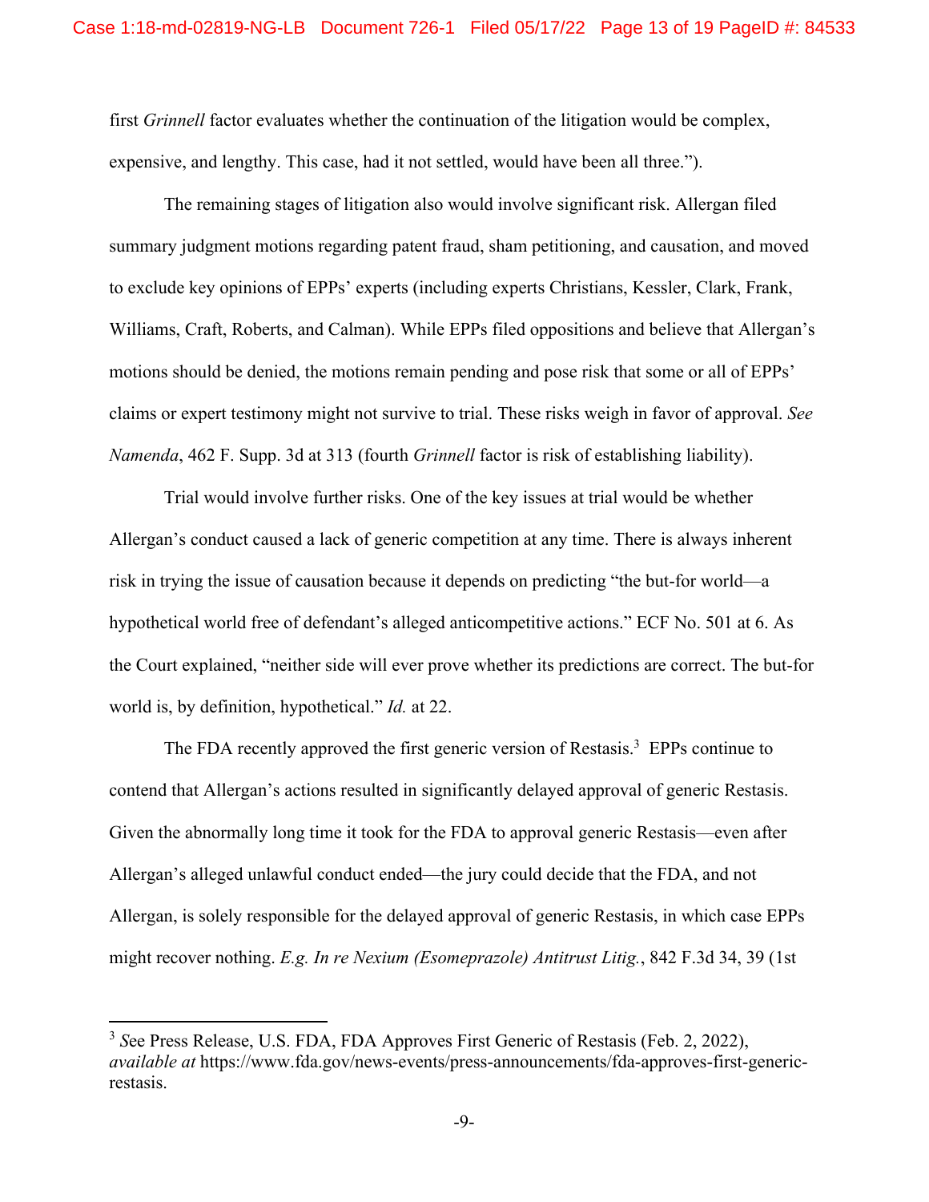first *Grinnell* factor evaluates whether the continuation of the litigation would be complex, expensive, and lengthy. This case, had it not settled, would have been all three.").

The remaining stages of litigation also would involve significant risk. Allergan filed summary judgment motions regarding patent fraud, sham petitioning, and causation, and moved to exclude key opinions of EPPs' experts (including experts Christians, Kessler, Clark, Frank, Williams, Craft, Roberts, and Calman). While EPPs filed oppositions and believe that Allergan's motions should be denied, the motions remain pending and pose risk that some or all of EPPs' claims or expert testimony might not survive to trial. These risks weigh in favor of approval. *See Namenda*, 462 F. Supp. 3d at 313 (fourth *Grinnell* factor is risk of establishing liability).

Trial would involve further risks. One of the key issues at trial would be whether Allergan's conduct caused a lack of generic competition at any time. There is always inherent risk in trying the issue of causation because it depends on predicting "the but-for world—a hypothetical world free of defendant's alleged anticompetitive actions." ECF No. 501 at 6. As the Court explained, "neither side will ever prove whether its predictions are correct. The but-for world is, by definition, hypothetical." *Id.* at 22.

The FDA recently approved the first generic version of Restasis.[3] EPPs continue to contend that Allergan's actions resulted in significantly delayed approval of generic Restasis. Given the abnormally long time it took for the FDA to approval generic Restasis—even after Allergan's alleged unlawful conduct ended—the jury could decide that the FDA, and not Allergan, is solely responsible for the delayed approval of generic Restasis, in which case EPPs might recover nothing. *E.g. In re Nexium (Esomeprazole) Antitrust Litig.*, 842 F.3d 34, 39 (1st

---

[3] *S*ee Press Release, U.S. FDA, FDA Approves First Generic of Restasis (Feb. 2, 2022), *available at* https://www.fda.gov/news-events/press-announcements/fda-approves-first-generic-restasis.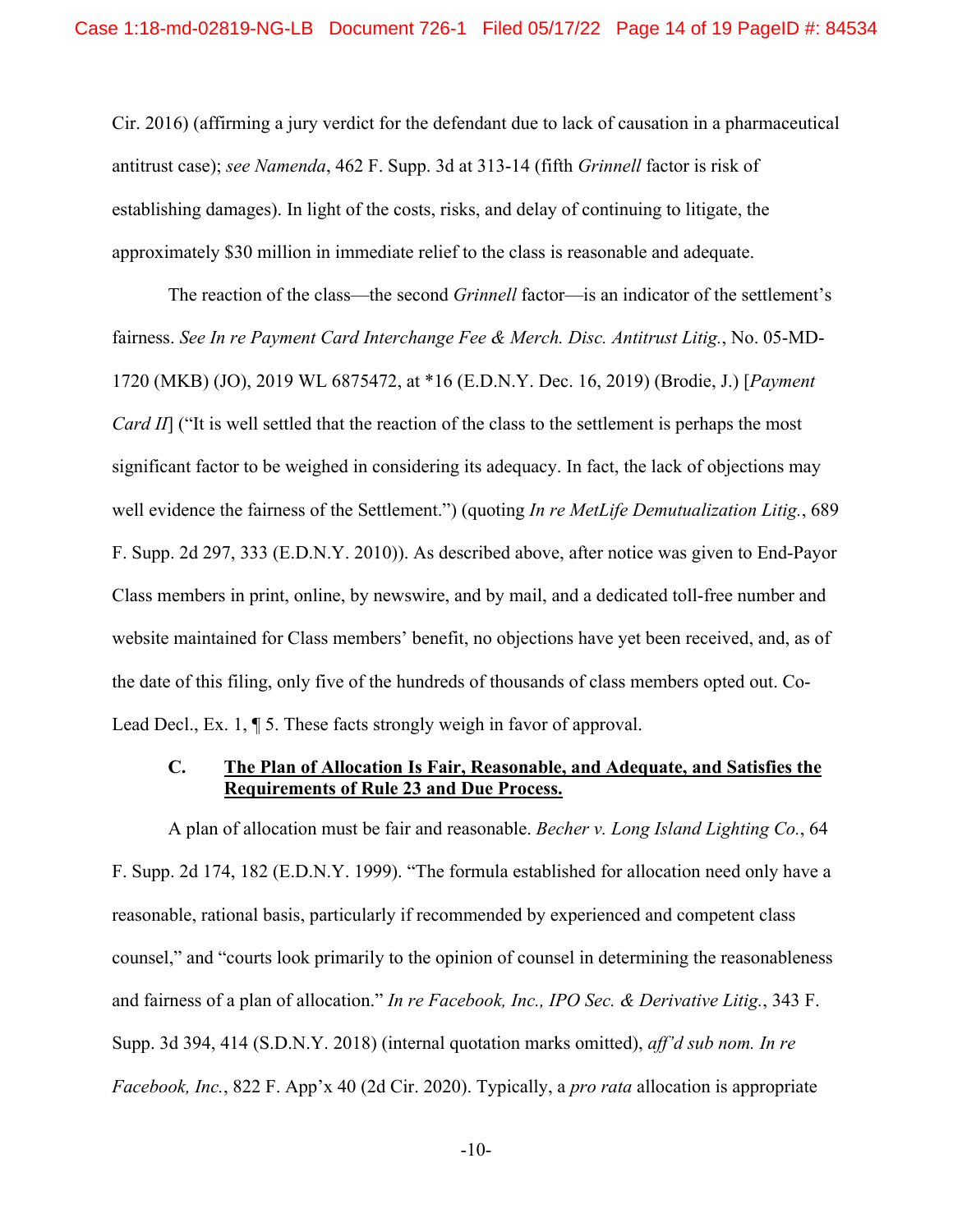Cir. 2016) (affirming a jury verdict for the defendant due to lack of causation in a pharmaceutical antitrust case); *see Namenda*, 462 F. Supp. 3d at 313-14 (fifth *Grinnell* factor is risk of establishing damages). In light of the costs, risks, and delay of continuing to litigate, the approximately $30 million in immediate relief to the class is reasonable and adequate.

The reaction of the class—the second *Grinnell* factor—is an indicator of the settlement's fairness. *See In re Payment Card Interchange Fee & Merch. Disc. Antitrust Litig.*, No. 05-MD-1720 (MKB) (JO), 2019 WL 6875472, at *16 (E.D.N.Y. Dec. 16, 2019) (Brodie, J.) [*Payment Card II*] ("It is well settled that the reaction of the class to the settlement is perhaps the most significant factor to be weighed in considering its adequacy. In fact, the lack of objections may well evidence the fairness of the Settlement.") (quoting *In re MetLife Demutualization Litig.*, 689 F. Supp. 2d 297, 333 (E.D.N.Y. 2010)). As described above, after notice was given to End-Payor Class members in print, online, by newswire, and by mail, and a dedicated toll-free number and website maintained for Class members' benefit, no objections have yet been received, and, as of the date of this filing, only five of the hundreds of thousands of class members opted out. Co-Lead Decl., Ex. 1, ¶ 5. These facts strongly weigh in favor of approval.

### C. <u>The Plan of Allocation Is Fair, Reasonable, and Adequate, and Satisfies the Requirements of Rule 23 and Due Process.</u>

A plan of allocation must be fair and reasonable. *Becher v. Long Island Lighting Co.*, 64 F. Supp. 2d 174, 182 (E.D.N.Y. 1999). "The formula established for allocation need only have a reasonable, rational basis, particularly if recommended by experienced and competent class counsel," and "courts look primarily to the opinion of counsel in determining the reasonableness and fairness of a plan of allocation." *In re Facebook, Inc., IPO Sec. & Derivative Litig.*, 343 F. Supp. 3d 394, 414 (S.D.N.Y. 2018) (internal quotation marks omitted), *aff'd sub nom. In re Facebook, Inc.*, 822 F. App'x 40 (2d Cir. 2020). Typically, a *pro rata* allocation is appropriate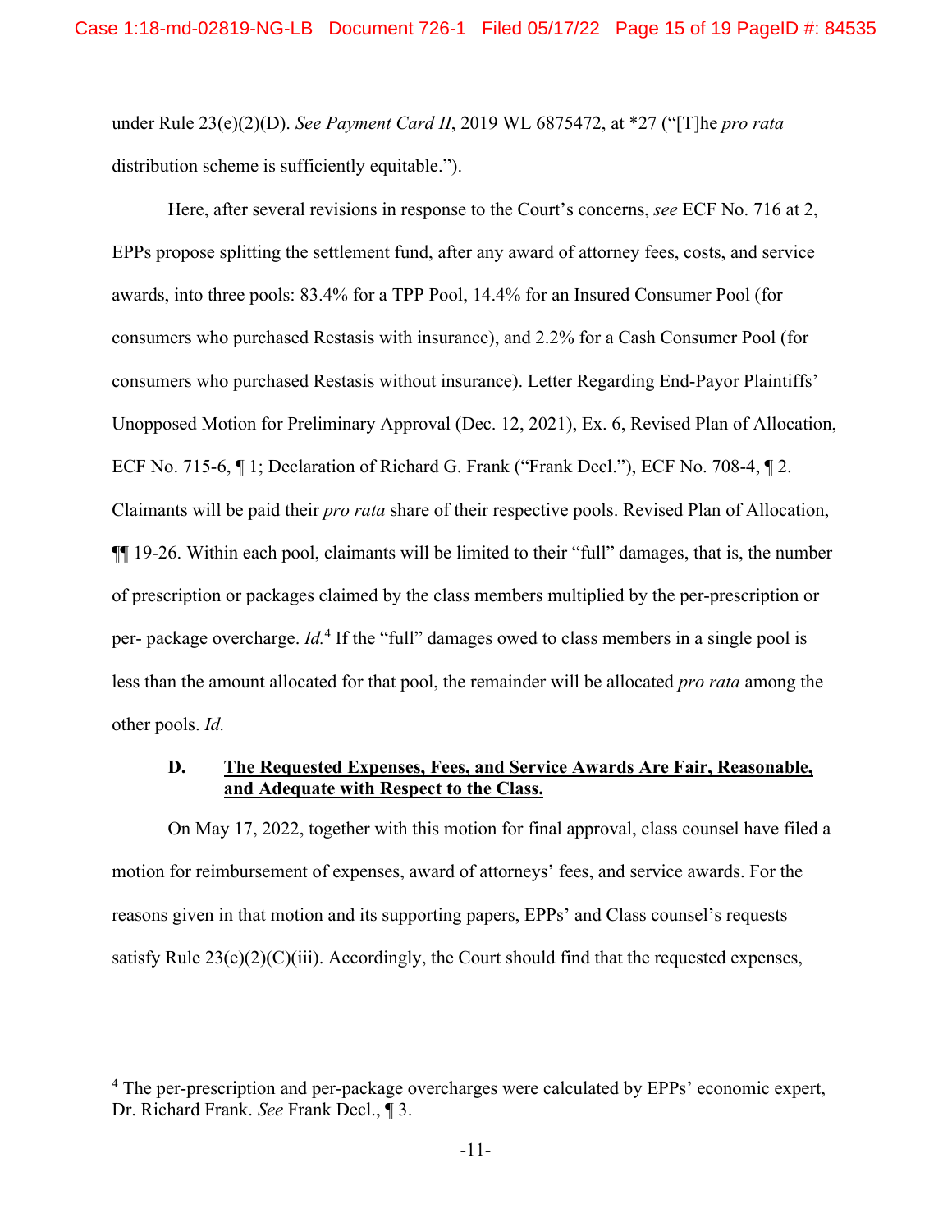under Rule 23(e)(2)(D). *See Payment Card II*, 2019 WL 6875472, at *27 ("[T]he *pro rata* distribution scheme is sufficiently equitable.").

Here, after several revisions in response to the Court's concerns, *see* ECF No. 716 at 2, EPPs propose splitting the settlement fund, after any award of attorney fees, costs, and service awards, into three pools: 83.4% for a TPP Pool, 14.4% for an Insured Consumer Pool (for consumers who purchased Restasis with insurance), and 2.2% for a Cash Consumer Pool (for consumers who purchased Restasis without insurance). Letter Regarding End-Payor Plaintiffs' Unopposed Motion for Preliminary Approval (Dec. 12, 2021), Ex. 6, Revised Plan of Allocation, ECF No. 715-6, ¶ 1; Declaration of Richard G. Frank ("Frank Decl."), ECF No. 708-4, ¶ 2. Claimants will be paid their *pro rata* share of their respective pools. Revised Plan of Allocation, ¶¶ 19-26. Within each pool, claimants will be limited to their "full" damages, that is, the number of prescription or packages claimed by the class members multiplied by the per-prescription or per- package overcharge. *Id.*[4] If the "full" damages owed to class members in a single pool is less than the amount allocated for that pool, the remainder will be allocated *pro rata* among the other pools. *Id.*

### D. <u>The Requested Expenses, Fees, and Service Awards Are Fair, Reasonable, and Adequate with Respect to the Class.</u>

On May 17, 2022, together with this motion for final approval, class counsel have filed a motion for reimbursement of expenses, award of attorneys' fees, and service awards. For the reasons given in that motion and its supporting papers, EPPs' and Class counsel's requests satisfy Rule 23(e)(2)(C)(iii). Accordingly, the Court should find that the requested expenses,

---

[4] The per-prescription and per-package overcharges were calculated by EPPs' economic expert, Dr. Richard Frank. *See* Frank Decl., ¶ 3.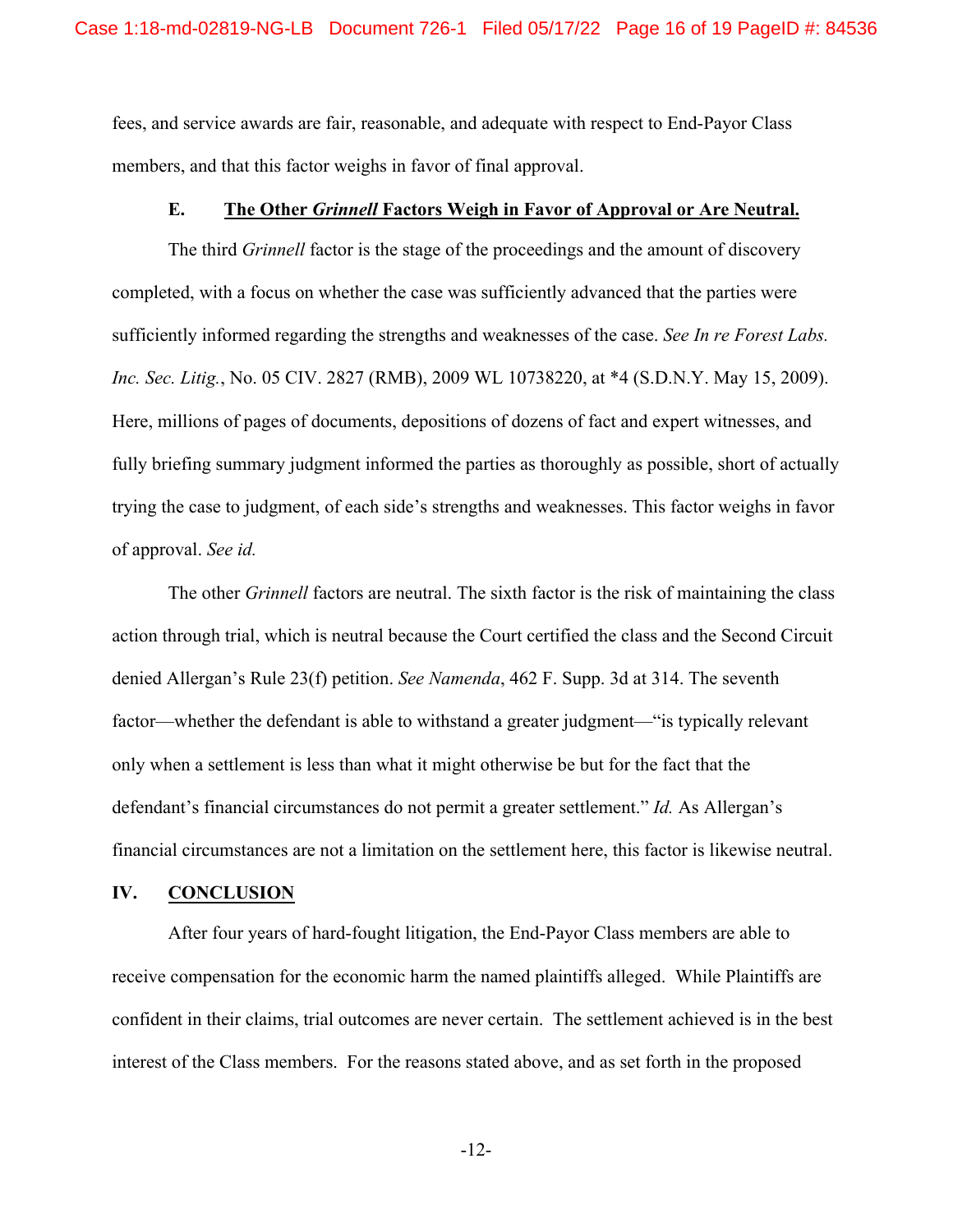fees, and service awards are fair, reasonable, and adequate with respect to End-Payor Class members, and that this factor weighs in favor of final approval.

### E. The Other *Grinnell* Factors Weigh in Favor of Approval or Are Neutral.

The third *Grinnell* factor is the stage of the proceedings and the amount of discovery completed, with a focus on whether the case was sufficiently advanced that the parties were sufficiently informed regarding the strengths and weaknesses of the case. *See In re Forest Labs. Inc. Sec. Litig.*, No. 05 CIV. 2827 (RMB), 2009 WL 10738220, at *4 (S.D.N.Y. May 15, 2009). Here, millions of pages of documents, depositions of dozens of fact and expert witnesses, and fully briefing summary judgment informed the parties as thoroughly as possible, short of actually trying the case to judgment, of each side's strengths and weaknesses. This factor weighs in favor of approval. *See id.*

The other *Grinnell* factors are neutral. The sixth factor is the risk of maintaining the class action through trial, which is neutral because the Court certified the class and the Second Circuit denied Allergan's Rule 23(f) petition. *See Namenda*, 462 F. Supp. 3d at 314. The seventh factor—whether the defendant is able to withstand a greater judgment—"is typically relevant only when a settlement is less than what it might otherwise be but for the fact that the defendant's financial circumstances do not permit a greater settlement." *Id.* As Allergan's financial circumstances are not a limitation on the settlement here, this factor is likewise neutral.

## IV. CONCLUSION

After four years of hard-fought litigation, the End-Payor Class members are able to receive compensation for the economic harm the named plaintiffs alleged. While Plaintiffs are confident in their claims, trial outcomes are never certain. The settlement achieved is in the best interest of the Class members. For the reasons stated above, and as set forth in the proposed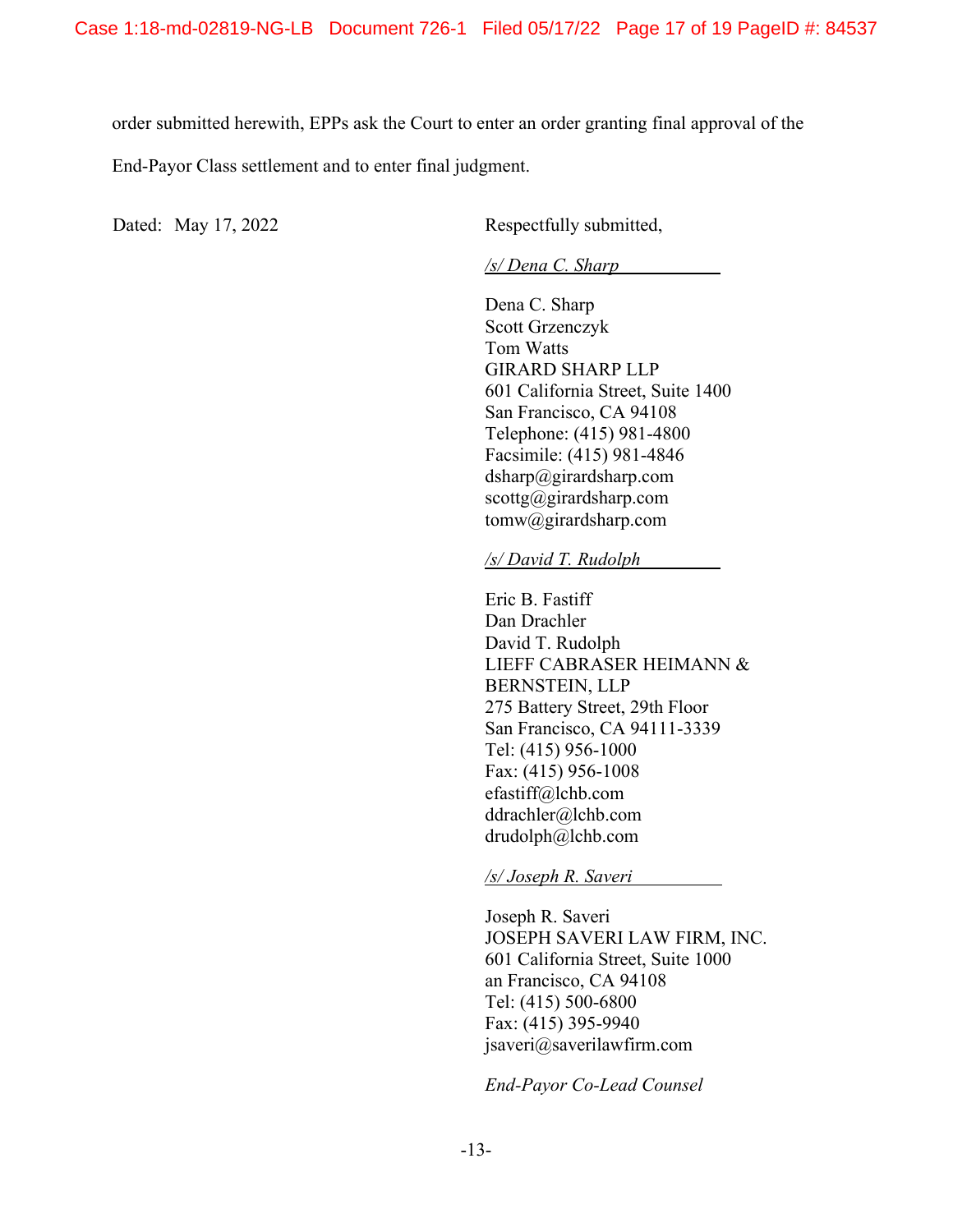order submitted herewith, EPPs ask the Court to enter an order granting final approval of the End-Payor Class settlement and to enter final judgment.

Dated: May 17, 2022

Respectfully submitted,

*/s/ Dena C. Sharp*

Dena C. Sharp
Scott Grzenczyk
Tom Watts
GIRARD SHARP LLP
601 California Street, Suite 1400
San Francisco, CA 94108
Telephone: (415) 981-4800
Facsimile: (415) 981-4846
dsharp@girardsharp.com
scottg@girardsharp.com
tomw@girardsharp.com

*/s/ David T. Rudolph*

Eric B. Fastiff
Dan Drachler
David T. Rudolph
LIEFF CABRASER HEIMANN & BERNSTEIN, LLP
275 Battery Street, 29th Floor
San Francisco, CA 94111-3339
Tel: (415) 956-1000
Fax: (415) 956-1008
efastiff@lchb.com
ddrachler@lchb.com
drudolph@lchb.com

*/s/ Joseph R. Saveri*

Joseph R. Saveri
JOSEPH SAVERI LAW FIRM, INC.
601 California Street, Suite 1000
an Francisco, CA 94108
Tel: (415) 500-6800
Fax: (415) 395-9940
jsaveri@saverilawfirm.com

*End-Payor Co-Lead Counsel*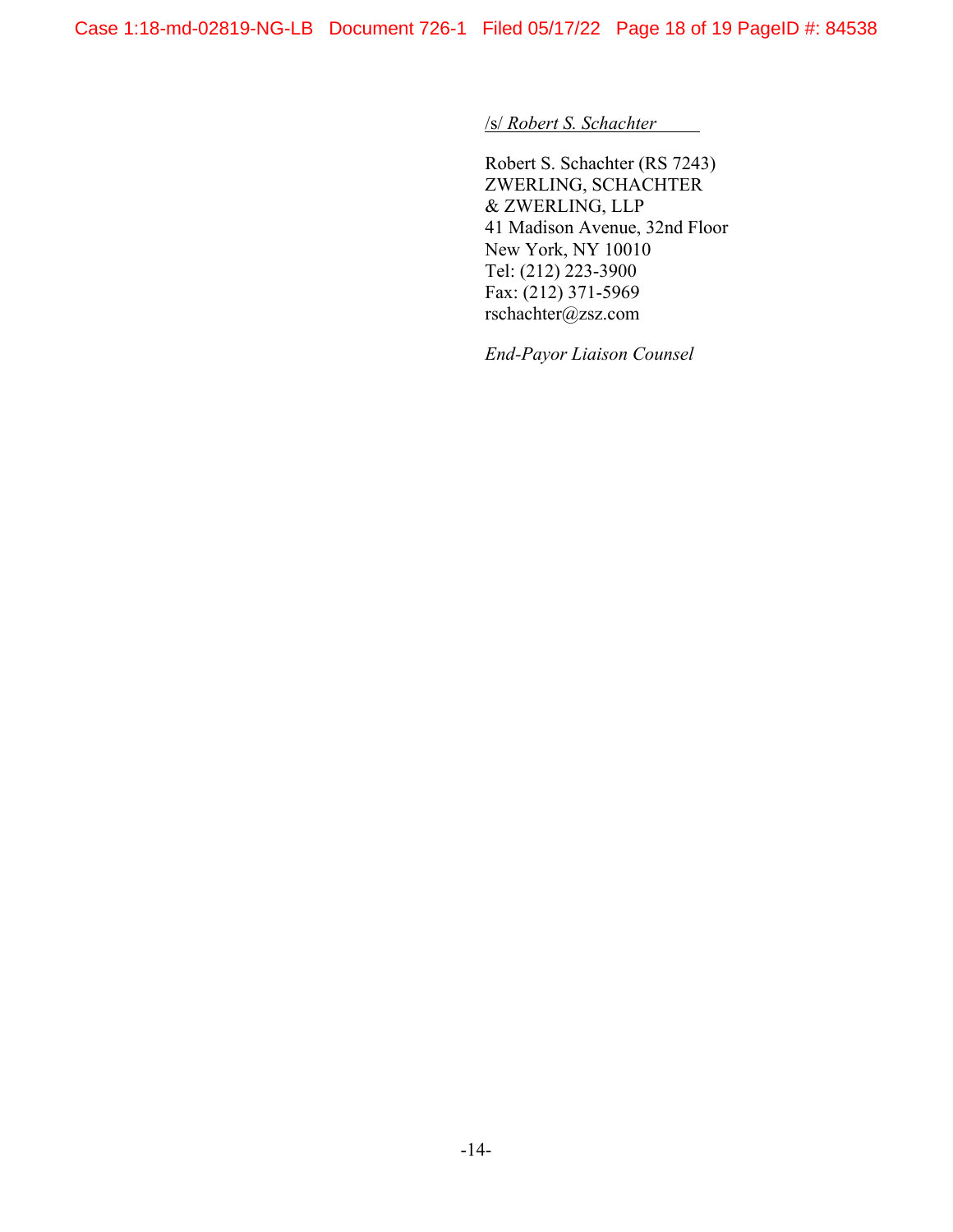/s/ *Robert S. Schachter*

Robert S. Schachter (RS 7243)
ZWERLING, SCHACHTER
& ZWERLING, LLP
41 Madison Avenue, 32nd Floor
New York, NY 10010
Tel: (212) 223-3900
Fax: (212) 371-5969
rschachter@zsz.com

*End-Payor Liaison Counsel*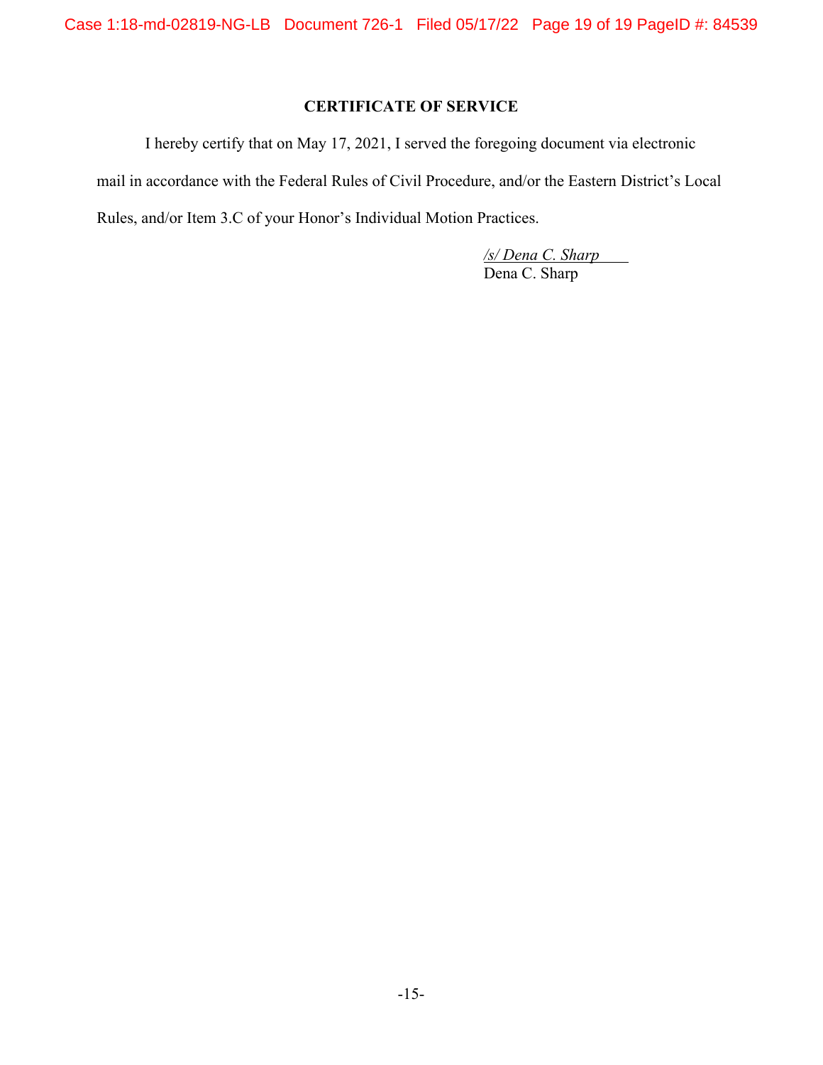## CERTIFICATE OF SERVICE

I hereby certify that on May 17, 2021, I served the foregoing document via electronic mail in accordance with the Federal Rules of Civil Procedure, and/or the Eastern District's Local Rules, and/or Item 3.C of your Honor's Individual Motion Practices.

*/s/ Dena C. Sharp*
Dena C. Sharp